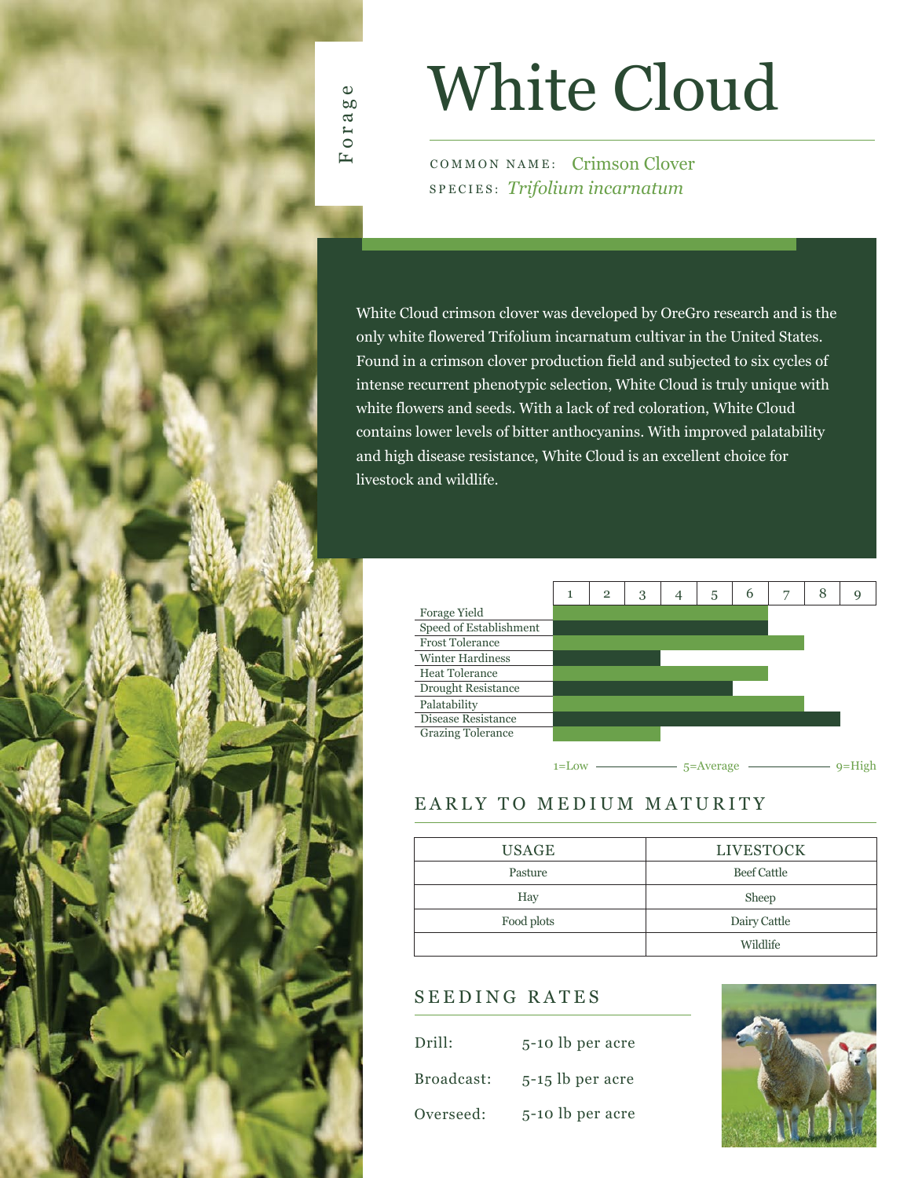Forage

# White Cloud

COMMON NAME: Crimson Clover
SPECIES: *Trifolium incarnatum*

White Cloud crimson clover was developed by OreGro research and is the only white flowered Trifolium incarnatum cultivar in the United States. Found in a crimson clover production field and subjected to six cycles of intense recurrent phenotypic selection, White Cloud is truly unique with white flowers and seeds. With a lack of red coloration, White Cloud contains lower levels of bitter anthocyanins. With improved palatability and high disease resistance, White Cloud is an excellent choice for livestock and wildlife.

| Trait | Rating (1–9) |
|---|---|
| Forage Yield | 6 |
| Speed of Establishment | 6 |
| Frost Tolerance | 7 |
| Winter Hardiness | 3 |
| Heat Tolerance | 6 |
| Drought Resistance | 5 |
| Palatability | 7 |
| Disease Resistance | 8 |
| Grazing Tolerance | 3 |

1=Low — 5=Average — 9=High

## EARLY TO MEDIUM MATURITY

| USAGE | LIVESTOCK |
|---|---|
| Pasture | Beef Cattle |
| Hay | Sheep |
| Food plots | Dairy Cattle |
| | Wildlife |

## SEEDING RATES

Drill: 5-10 lb per acre

Broadcast: 5-15 lb per acre

Overseed: 5-10 lb per acre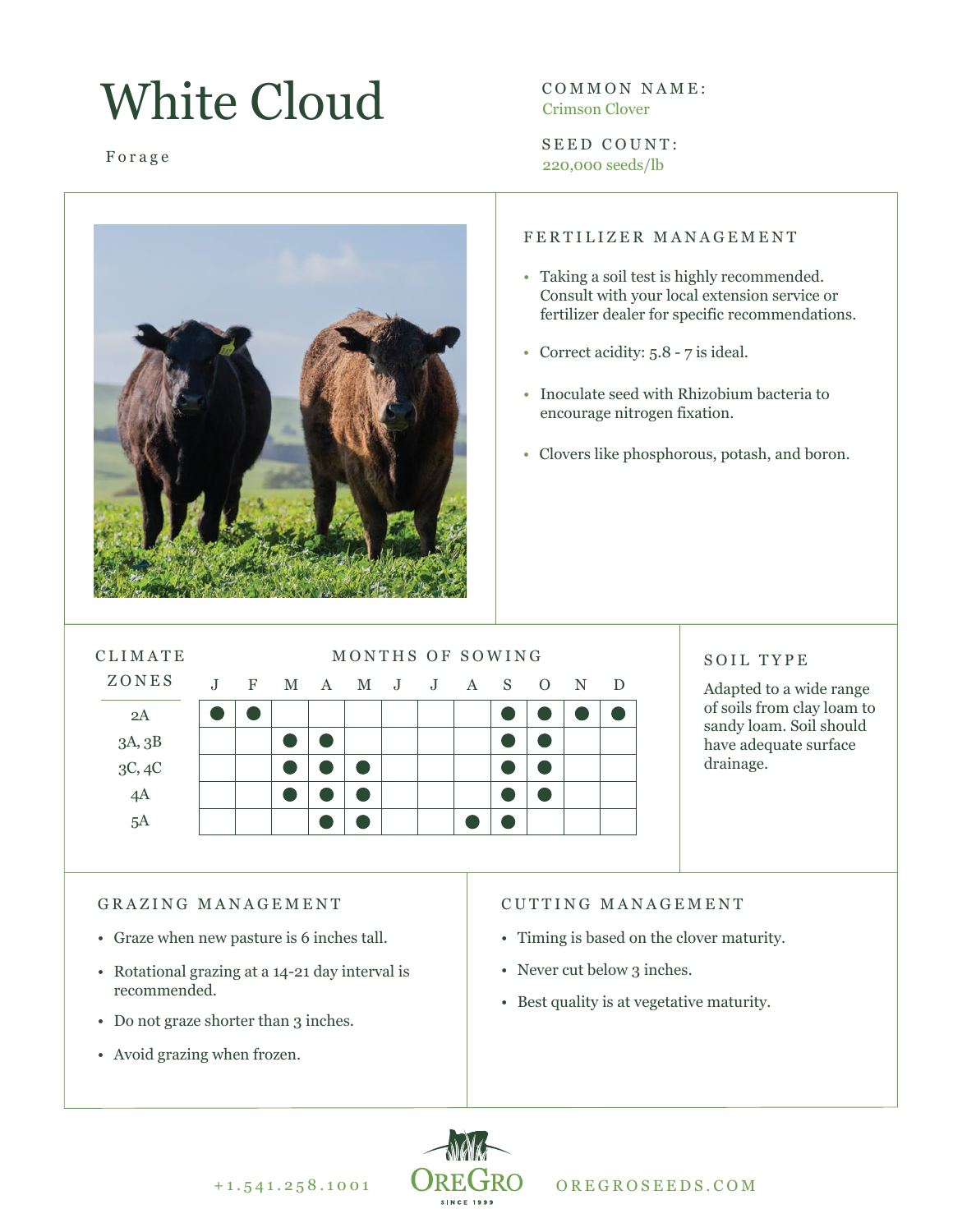# White Cloud

Forage

**COMMON NAME:**
Crimson Clover

**SEED COUNT:**
220,000 seeds/lb

## FERTILIZER MANAGEMENT

- Taking a soil test is highly recommended. Consult with your local extension service or fertilizer dealer for specific recommendations.
- Correct acidity: 5.8 - 7 is ideal.
- Inoculate seed with Rhizobium bacteria to encourage nitrogen fixation.
- Clovers like phosphorous, potash, and boron.

## MONTHS OF SOWING

| CLIMATE ZONES | J | F | M | A | M | J | J | A | S | O | N | D |
|---|---|---|---|---|---|---|---|---|---|---|---|---|
| 2A | ● | ● | | | | | | | ● | ● | ● | ● |
| 3A, 3B | | | ● | ● | | | | | ● | ● | | |
| 3C, 4C | | | ● | ● | ● | | | | ● | ● | | |
| 4A | | | ● | ● | ● | | | | ● | ● | | |
| 5A | | | | ● | ● | | | ● | ● | | | |

## SOIL TYPE

Adapted to a wide range of soils from clay loam to sandy loam. Soil should have adequate surface drainage.

## GRAZING MANAGEMENT

- Graze when new pasture is 6 inches tall.
- Rotational grazing at a 14-21 day interval is recommended.
- Do not graze shorter than 3 inches.
- Avoid grazing when frozen.

## CUTTING MANAGEMENT

- Timing is based on the clover maturity.
- Never cut below 3 inches.
- Best quality is at vegetative maturity.

+1.541.258.1001 OREGRO SINCE 1999 OREGROSEEDS.COM